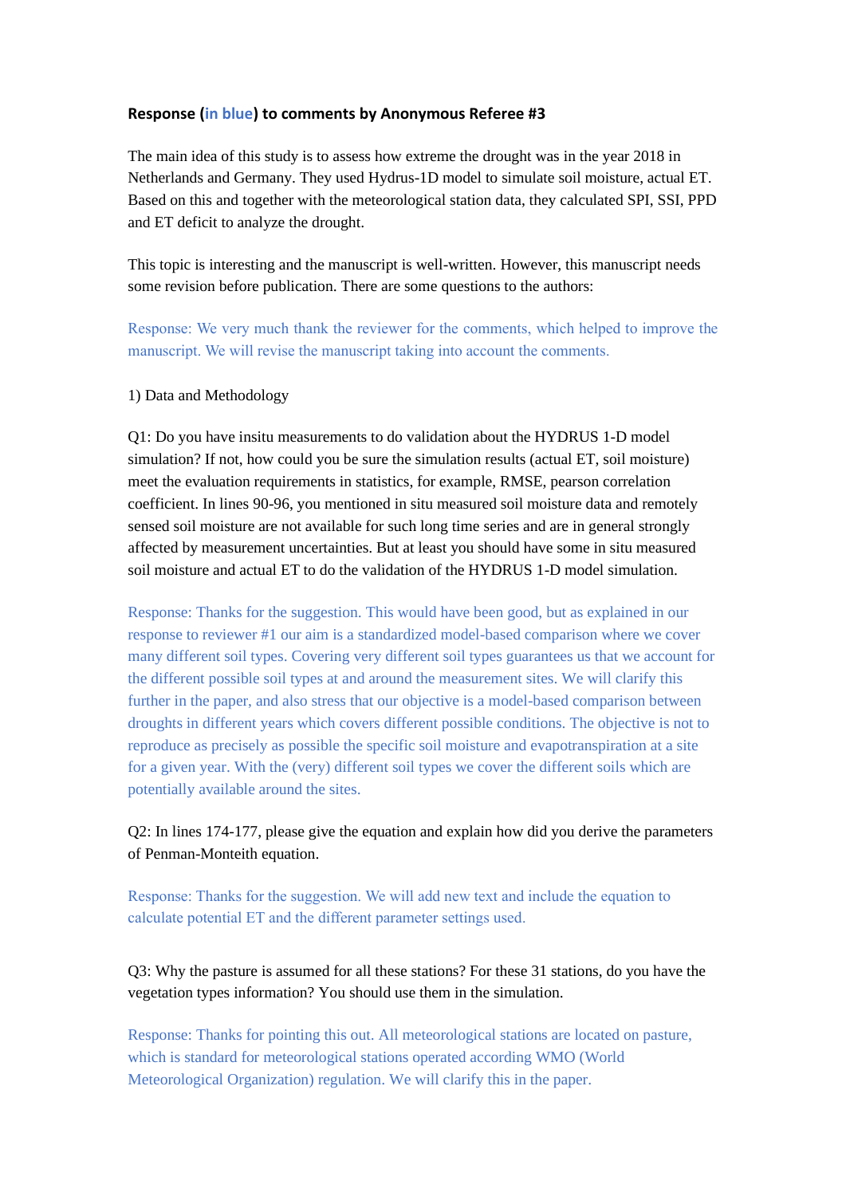**Response (in blue) to comments by Anonymous Referee #3**

The main idea of this study is to assess how extreme the drought was in the year 2018 in Netherlands and Germany. They used Hydrus-1D model to simulate soil moisture, actual ET. Based on this and together with the meteorological station data, they calculated SPI, SSI, PPD and ET deficit to analyze the drought.

This topic is interesting and the manuscript is well-written. However, this manuscript needs some revision before publication. There are some questions to the authors:

Response: We very much thank the reviewer for the comments, which helped to improve the manuscript. We will revise the manuscript taking into account the comments.

1) Data and Methodology

Q1: Do you have insitu measurements to do validation about the HYDRUS 1-D model simulation? If not, how could you be sure the simulation results (actual ET, soil moisture) meet the evaluation requirements in statistics, for example, RMSE, pearson correlation coefficient. In lines 90-96, you mentioned in situ measured soil moisture data and remotely sensed soil moisture are not available for such long time series and are in general strongly affected by measurement uncertainties. But at least you should have some in situ measured soil moisture and actual ET to do the validation of the HYDRUS 1-D model simulation.

Response: Thanks for the suggestion. This would have been good, but as explained in our response to reviewer #1 our aim is a standardized model-based comparison where we cover many different soil types. Covering very different soil types guarantees us that we account for the different possible soil types at and around the measurement sites. We will clarify this further in the paper, and also stress that our objective is a model-based comparison between droughts in different years which covers different possible conditions. The objective is not to reproduce as precisely as possible the specific soil moisture and evapotranspiration at a site for a given year. With the (very) different soil types we cover the different soils which are potentially available around the sites.

Q2: In lines 174-177, please give the equation and explain how did you derive the parameters of Penman-Monteith equation.

Response: Thanks for the suggestion. We will add new text and include the equation to calculate potential ET and the different parameter settings used.

Q3: Why the pasture is assumed for all these stations? For these 31 stations, do you have the vegetation types information? You should use them in the simulation.

Response: Thanks for pointing this out. All meteorological stations are located on pasture, which is standard for meteorological stations operated according WMO (World Meteorological Organization) regulation. We will clarify this in the paper.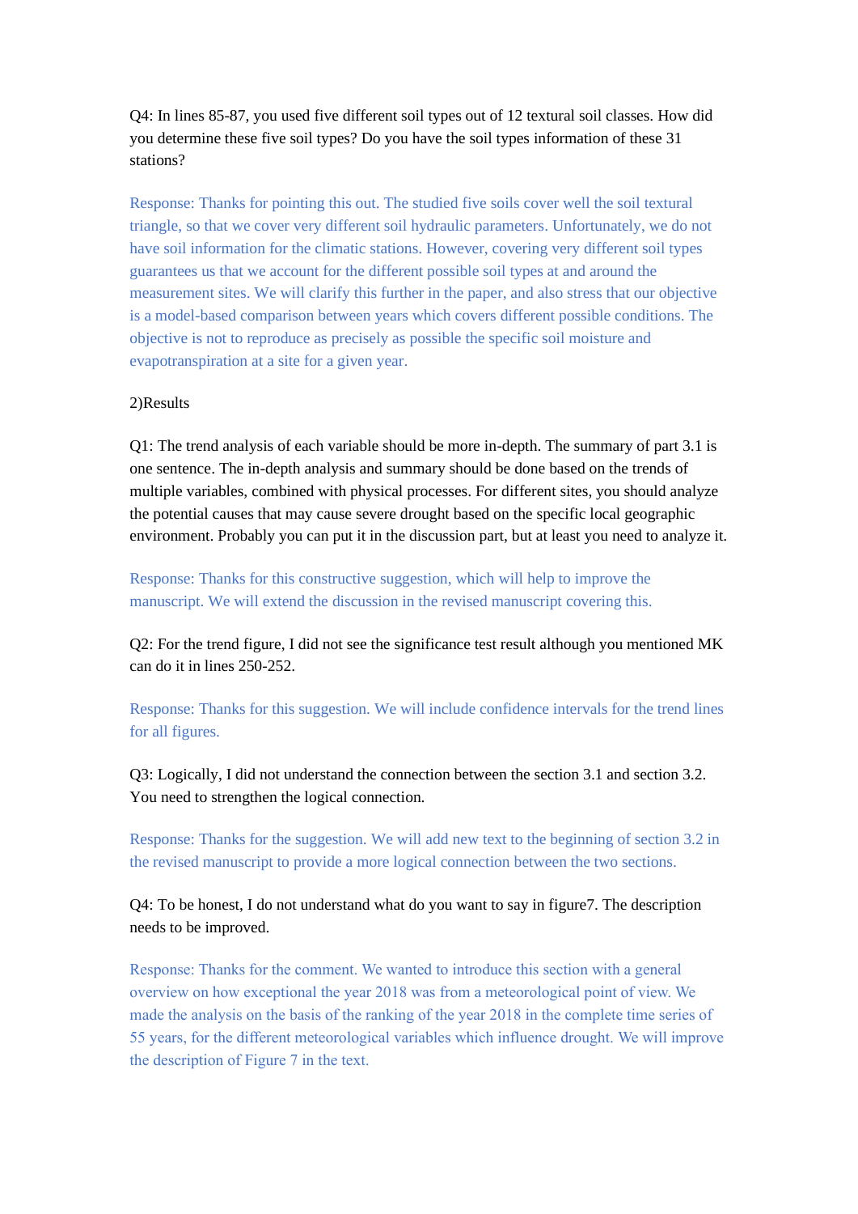Q4: In lines 85-87, you used five different soil types out of 12 textural soil classes. How did you determine these five soil types? Do you have the soil types information of these 31 stations?

Response: Thanks for pointing this out. The studied five soils cover well the soil textural triangle, so that we cover very different soil hydraulic parameters. Unfortunately, we do not have soil information for the climatic stations. However, covering very different soil types guarantees us that we account for the different possible soil types at and around the measurement sites. We will clarify this further in the paper, and also stress that our objective is a model-based comparison between years which covers different possible conditions. The objective is not to reproduce as precisely as possible the specific soil moisture and evapotranspiration at a site for a given year.

2)Results

Q1: The trend analysis of each variable should be more in-depth. The summary of part 3.1 is one sentence. The in-depth analysis and summary should be done based on the trends of multiple variables, combined with physical processes. For different sites, you should analyze the potential causes that may cause severe drought based on the specific local geographic environment. Probably you can put it in the discussion part, but at least you need to analyze it.

Response: Thanks for this constructive suggestion, which will help to improve the manuscript. We will extend the discussion in the revised manuscript covering this.

Q2: For the trend figure, I did not see the significance test result although you mentioned MK can do it in lines 250-252.

Response: Thanks for this suggestion. We will include confidence intervals for the trend lines for all figures.

Q3: Logically, I did not understand the connection between the section 3.1 and section 3.2. You need to strengthen the logical connection.

Response: Thanks for the suggestion. We will add new text to the beginning of section 3.2 in the revised manuscript to provide a more logical connection between the two sections.

Q4: To be honest, I do not understand what do you want to say in figure7. The description needs to be improved.

Response: Thanks for the comment. We wanted to introduce this section with a general overview on how exceptional the year 2018 was from a meteorological point of view. We made the analysis on the basis of the ranking of the year 2018 in the complete time series of 55 years, for the different meteorological variables which influence drought. We will improve the description of Figure 7 in the text.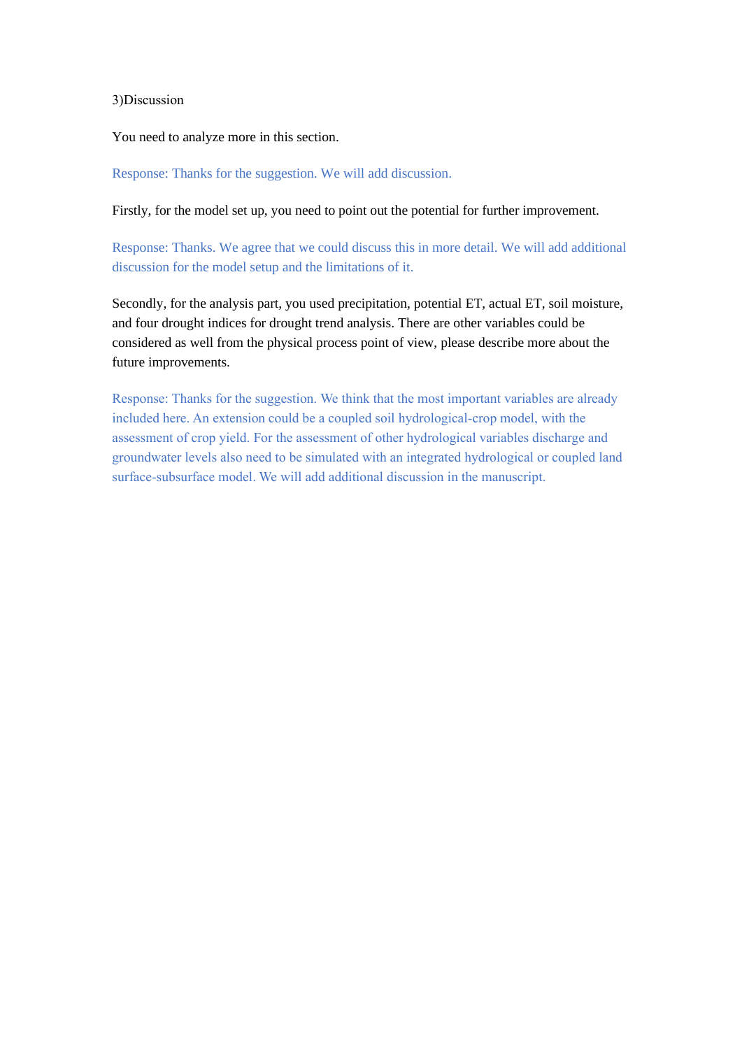3)Discussion

You need to analyze more in this section.

Response: Thanks for the suggestion. We will add discussion.

Firstly, for the model set up, you need to point out the potential for further improvement.

Response: Thanks. We agree that we could discuss this in more detail. We will add additional discussion for the model setup and the limitations of it.

Secondly, for the analysis part, you used precipitation, potential ET, actual ET, soil moisture, and four drought indices for drought trend analysis. There are other variables could be considered as well from the physical process point of view, please describe more about the future improvements.

Response: Thanks for the suggestion. We think that the most important variables are already included here. An extension could be a coupled soil hydrological-crop model, with the assessment of crop yield. For the assessment of other hydrological variables discharge and groundwater levels also need to be simulated with an integrated hydrological or coupled land surface-subsurface model. We will add additional discussion in the manuscript.